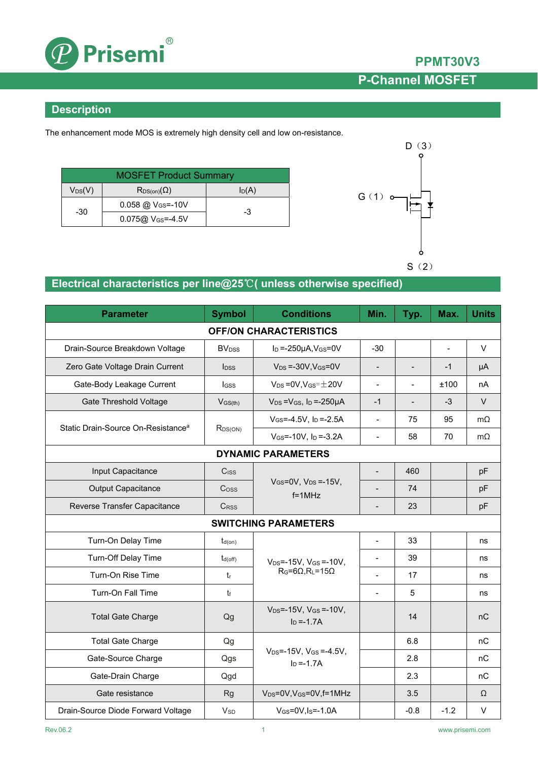# PPMT30V3

## P-Channel MOSFET

## Description

The enhancement mode MOS is extremely high density cell and low on-resistance.

| MOSFET Product Summary | | |
|---|---|---|
| $V_{DS}$(V) | $R_{DS(on)}$(Ω) | $I_D$(A) |
| -30 | 0.058 @ $V_{GS}$=-10V | -3 |
| | 0.075@ $V_{GS}$=-4.5V | |

D（3）

G（1）

S（2）

## Electrical characteristics per line@25℃( unless otherwise specified)

| Parameter | Symbol | Conditions | Min. | Typ. | Max. | Units |
|---|---|---|---|---|---|---|
| **OFF/ON CHARACTERISTICS** | | | | | | |
| Drain-Source Breakdown Voltage | $BV_{DSS}$ | $I_D$ =-250μA,$V_{GS}$=0V | -30 | | - | V |
| Zero Gate Voltage Drain Current | $I_{DSS}$ | $V_{DS}$ =-30V,$V_{GS}$=0V | - | - | -1 | μA |
| Gate-Body Leakage Current | $I_{GSS}$ | $V_{DS}$ =0V,$V_{GS}$=±20V | - | - | ±100 | nA |
| Gate Threshold Voltage | $V_{GS(th)}$ | $V_{DS}$ =$V_{GS}$, $I_D$ =-250μA | -1 | - | -3 | V |
| Static Drain-Source On-Resistance[a] | $R_{DS(ON)}$ | $V_{GS}$=-4.5V, $I_D$ =-2.5A | - | 75 | 95 | mΩ |
| | | $V_{GS}$=-10V, $I_D$ =-3.2A | - | 58 | 70 | mΩ |
| **DYNAMIC PARAMETERS** | | | | | | |
| Input Capacitance | $C_{ISS}$ | $V_{GS}$=0V, $V_{DS}$ =-15V, f=1MHz | - | 460 | | pF |
| Output Capacitance | $C_{OSS}$ | | - | 74 | | pF |
| Reverse Transfer Capacitance | $C_{RSS}$ | | - | 23 | | pF |
| **SWITCHING PARAMETERS** | | | | | | |
| Turn-On Delay Time | $t_{d(on)}$ | $V_{DS}$=-15V, $V_{GS}$ =-10V, $R_G$=6Ω,$R_L$=15Ω | - | 33 | | ns |
| Turn-Off Delay Time | $t_{d(off)}$ | | - | 39 | | ns |
| Turn-On Rise Time | $t_r$ | | - | 17 | | ns |
| Turn-On Fall Time | $t_f$ | | - | 5 | | ns |
| Total Gate Charge | Qg | $V_{DS}$=-15V, $V_{GS}$ =-10V, $I_D$ =-1.7A | | 14 | | nC |
| Total Gate Charge | Qg | $V_{DS}$=-15V, $V_{GS}$ =-4.5V, $I_D$ =-1.7A | | 6.8 | | nC |
| Gate-Source Charge | Qgs | | | 2.8 | | nC |
| Gate-Drain Charge | Qgd | | | 2.3 | | nC |
| Gate resistance | Rg | $V_{DS}$=0V,$V_{GS}$=0V,f=1MHz | | 3.5 | | Ω |
| Drain-Source Diode Forward Voltage | $V_{SD}$ | $V_{GS}$=0V,$I_S$=-1.0A | | -0.8 | -1.2 | V |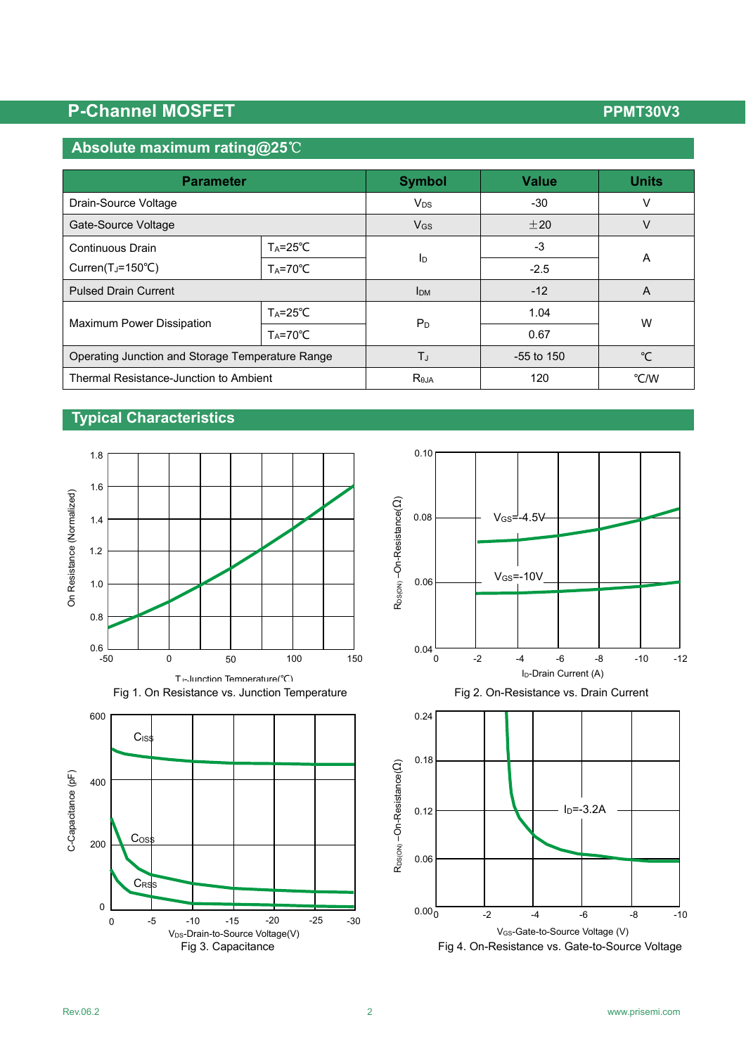## Absolute maximum rating@25℃

| Parameter | | Symbol | Value | Units |
|---|---|---|---|---|
| Drain-Source Voltage | | $V_{DS}$ | -30 | V |
| Gate-Source Voltage | | $V_{GS}$ | ±20 | V |
| Continuous Drain Curren($T_J$=150℃) | $T_A$=25℃ | $I_D$ | -3 | A |
| | $T_A$=70℃ | | -2.5 | |
| Pulsed Drain Current | | $I_{DM}$ | -12 | A |
| Maximum Power Dissipation | $T_A$=25℃ | $P_D$ | 1.04 | W |
| | $T_A$=70℃ | | 0.67 | |
| Operating Junction and Storage Temperature Range | | $T_J$ | -55 to 150 | ℃ |
| Thermal Resistance-Junction to Ambient | | $R_{\theta JA}$ | 120 | ℃/W |

## Typical Characteristics

Fig 1. On Resistance vs. Junction Temperature

Fig 2. On-Resistance vs. Drain Current

Fig 3. Capacitance

Fig 4. On-Resistance vs. Gate-to-Source Voltage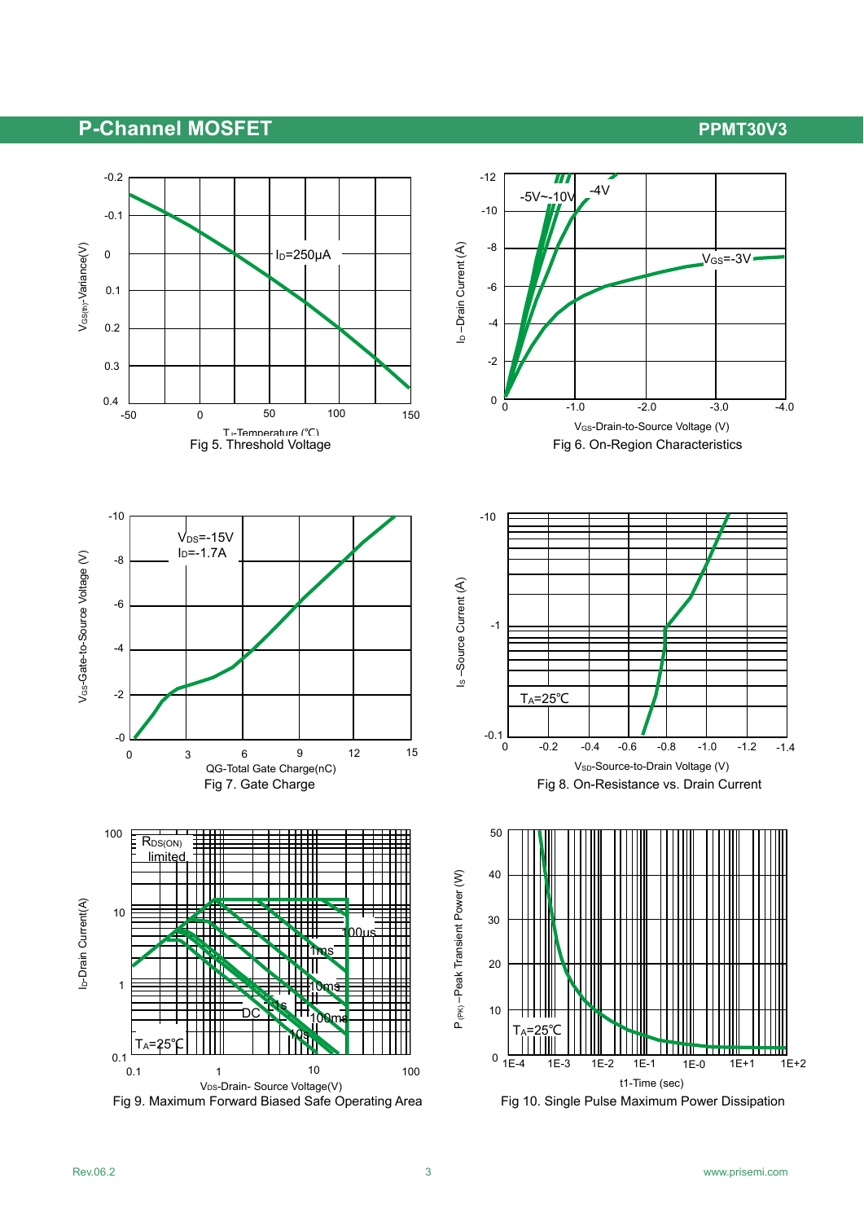Fig 5. Threshold Voltage

Fig 6. On-Region Characteristics

Fig 7. Gate Charge

Fig 8. On-Resistance vs. Drain Current

Fig 9. Maximum Forward Biased Safe Operating Area

Fig 10. Single Pulse Maximum Power Dissipation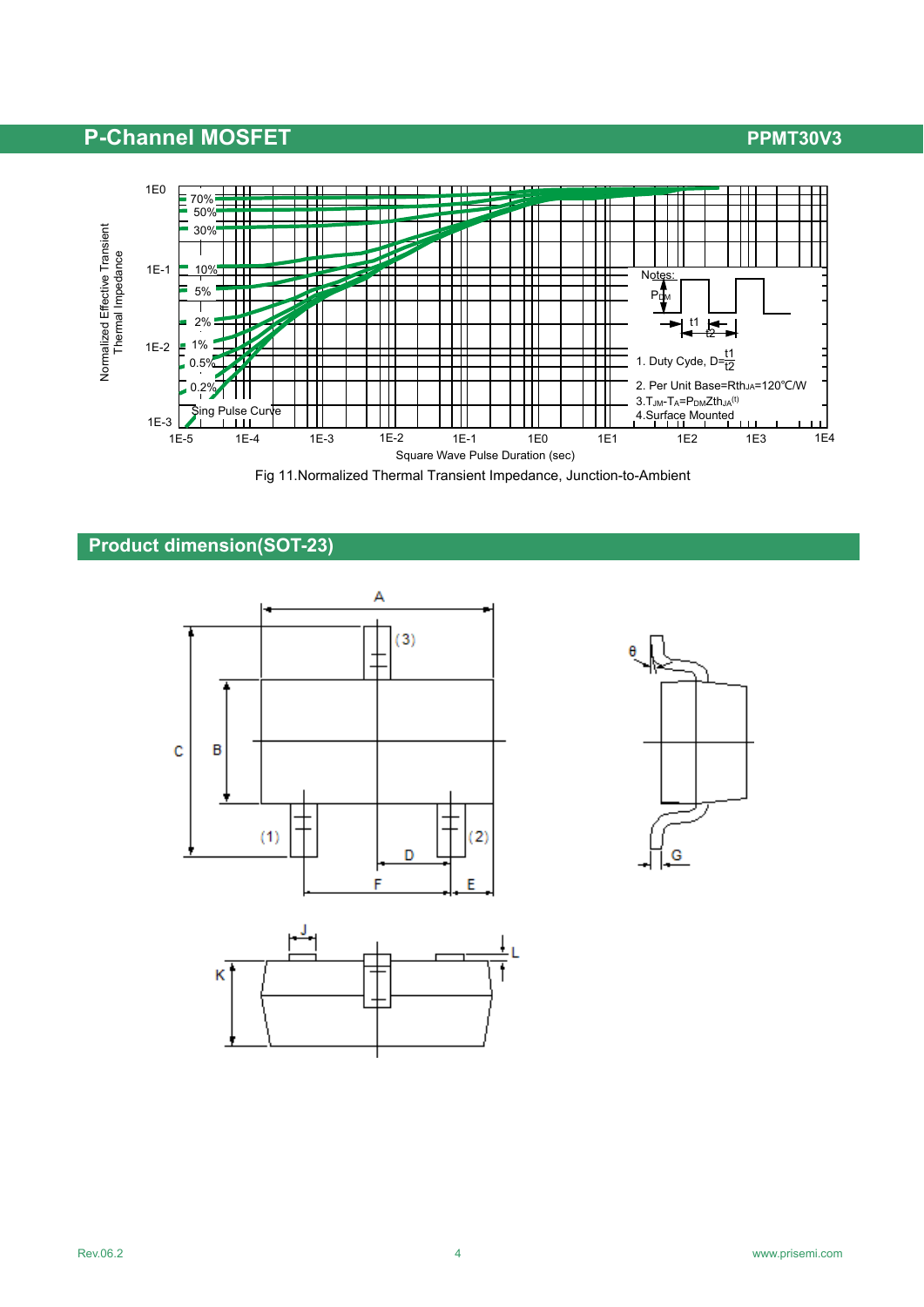Fig 11.Normalized Thermal Transient Impedance, Junction-to-Ambient

## Product dimension(SOT-23)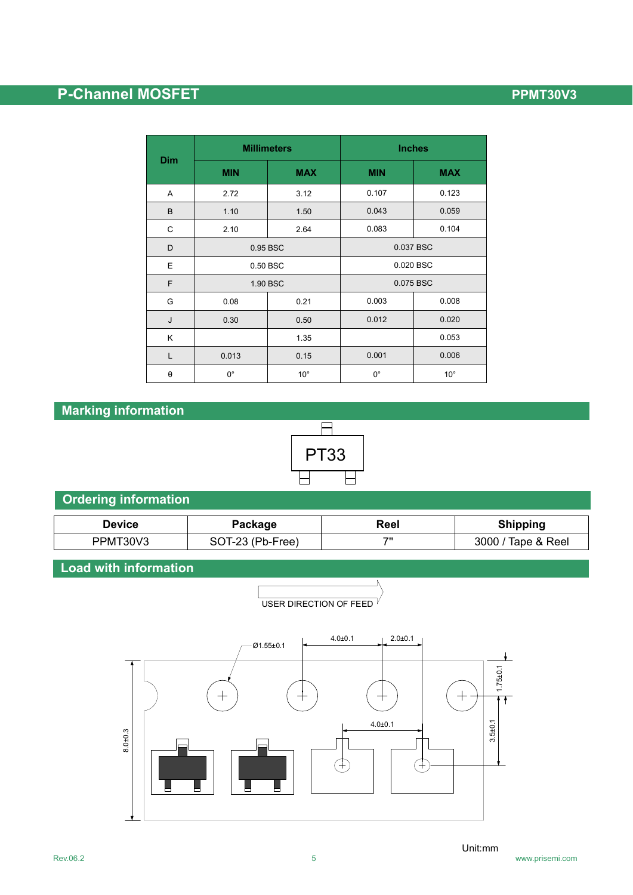| Dim | Millimeters | | Inches | |
|---|---|---|---|---|
| | MIN | MAX | MIN | MAX |
| A | 2.72 | 3.12 | 0.107 | 0.123 |
| B | 1.10 | 1.50 | 0.043 | 0.059 |
| C | 2.10 | 2.64 | 0.083 | 0.104 |
| D | 0.95 BSC | | 0.037 BSC | |
| E | 0.50 BSC | | 0.020 BSC | |
| F | 1.90 BSC | | 0.075 BSC | |
| G | 0.08 | 0.21 | 0.003 | 0.008 |
| J | 0.30 | 0.50 | 0.012 | 0.020 |
| K | | 1.35 | | 0.053 |
| L | 0.013 | 0.15 | 0.001 | 0.006 |
| θ | 0° | 10° | 0° | 10° |

## Marking information

PT33

## Ordering information

| Device | Package | Reel | Shipping |
|---|---|---|---|
| PPMT30V3 | SOT-23 (Pb-Free) | 7" | 3000 / Tape & Reel |

## Load with information

USER DIRECTION OF FEED

Ø1.55±0.1  4.0±0.1  2.0±0.1  1.75±0.1  4.0±0.1  3.5±0.1  8.0±0.3

Unit:mm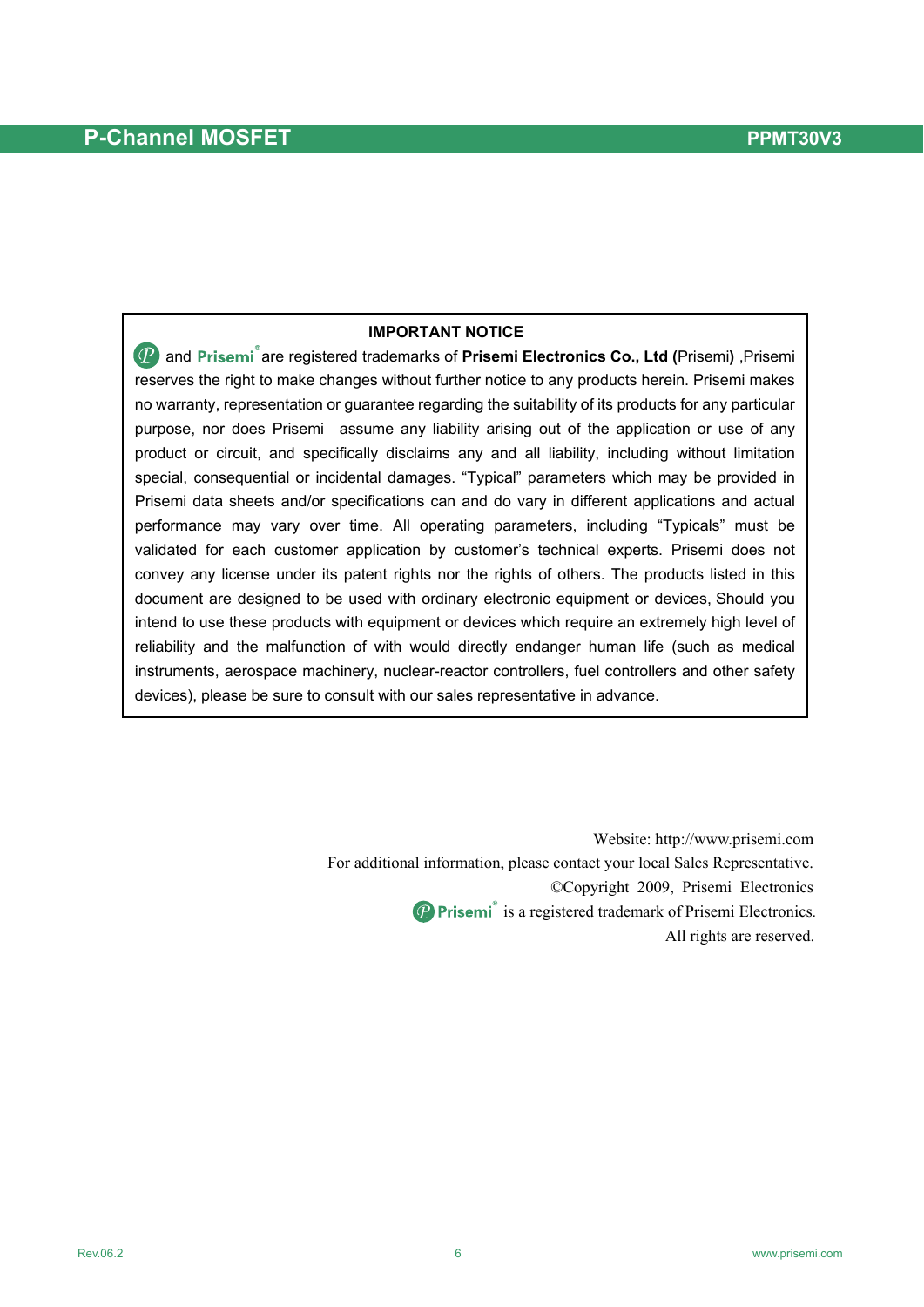## IMPORTANT NOTICE

and **Prisemi**® are registered trademarks of **Prisemi Electronics Co., Ltd (**Prisemi**)** ,Prisemi reserves the right to make changes without further notice to any products herein. Prisemi makes no warranty, representation or guarantee regarding the suitability of its products for any particular purpose, nor does Prisemi assume any liability arising out of the application or use of any product or circuit, and specifically disclaims any and all liability, including without limitation special, consequential or incidental damages. "Typical" parameters which may be provided in Prisemi data sheets and/or specifications can and do vary in different applications and actual performance may vary over time. All operating parameters, including "Typicals" must be validated for each customer application by customer's technical experts. Prisemi does not convey any license under its patent rights nor the rights of others. The products listed in this document are designed to be used with ordinary electronic equipment or devices, Should you intend to use these products with equipment or devices which require an extremely high level of reliability and the malfunction of with would directly endanger human life (such as medical instruments, aerospace machinery, nuclear-reactor controllers, fuel controllers and other safety devices), please be sure to consult with our sales representative in advance.

Website: http://www.prisemi.com

For additional information, please contact your local Sales Representative.

©Copyright 2009, Prisemi Electronics

Prisemi® is a registered trademark of Prisemi Electronics.

All rights are reserved.